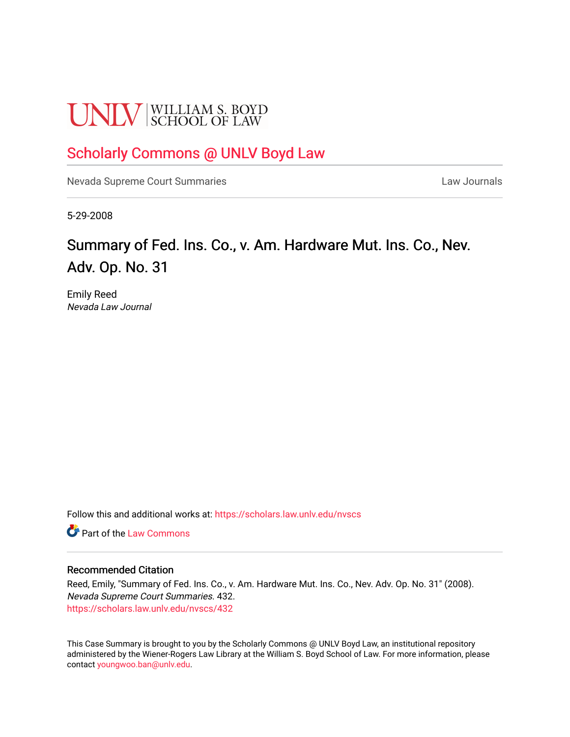UNLV | WILLIAM S. BOYD SCHOOL OF LAW

## Scholarly Commons @ UNLV Boyd Law

Nevada Supreme Court Summaries | Law Journals

5-29-2008

# Summary of Fed. Ins. Co., v. Am. Hardware Mut. Ins. Co., Nev. Adv. Op. No. 31

Emily Reed
*Nevada Law Journal*

Follow this and additional works at: https://scholars.law.unlv.edu/nvscs

Part of the Law Commons

### Recommended Citation

Reed, Emily, "Summary of Fed. Ins. Co., v. Am. Hardware Mut. Ins. Co., Nev. Adv. Op. No. 31" (2008). *Nevada Supreme Court Summaries*. 432.
https://scholars.law.unlv.edu/nvscs/432

This Case Summary is brought to you by the Scholarly Commons @ UNLV Boyd Law, an institutional repository administered by the Wiener-Rogers Law Library at the William S. Boyd School of Law. For more information, please contact youngwoo.ban@unlv.edu.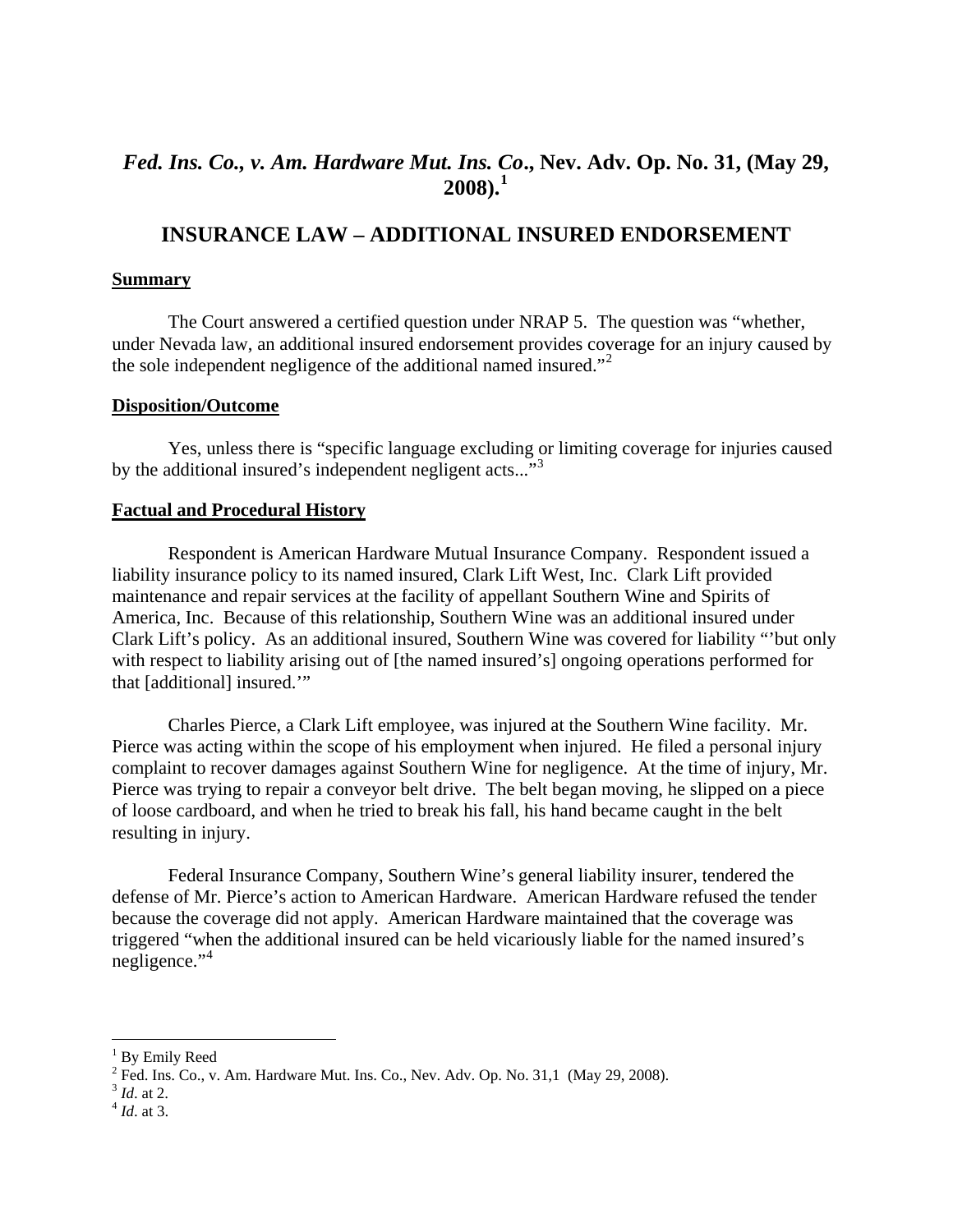# *Fed. Ins. Co., v. Am. Hardware Mut. Ins. Co*., Nev. Adv. Op. No. 31, (May 29, 2008).[1]

## INSURANCE LAW – ADDITIONAL INSURED ENDORSEMENT

**Summary**

The Court answered a certified question under NRAP 5. The question was "whether, under Nevada law, an additional insured endorsement provides coverage for an injury caused by the sole independent negligence of the additional named insured."[2]

**Disposition/Outcome**

Yes, unless there is "specific language excluding or limiting coverage for injuries caused by the additional insured's independent negligent acts..."[3]

**Factual and Procedural History**

Respondent is American Hardware Mutual Insurance Company. Respondent issued a liability insurance policy to its named insured, Clark Lift West, Inc. Clark Lift provided maintenance and repair services at the facility of appellant Southern Wine and Spirits of America, Inc. Because of this relationship, Southern Wine was an additional insured under Clark Lift's policy. As an additional insured, Southern Wine was covered for liability "'but only with respect to liability arising out of [the named insured's] ongoing operations performed for that [additional] insured.'"

Charles Pierce, a Clark Lift employee, was injured at the Southern Wine facility. Mr. Pierce was acting within the scope of his employment when injured. He filed a personal injury complaint to recover damages against Southern Wine for negligence. At the time of injury, Mr. Pierce was trying to repair a conveyor belt drive. The belt began moving, he slipped on a piece of loose cardboard, and when he tried to break his fall, his hand became caught in the belt resulting in injury.

Federal Insurance Company, Southern Wine's general liability insurer, tendered the defense of Mr. Pierce's action to American Hardware. American Hardware refused the tender because the coverage did not apply. American Hardware maintained that the coverage was triggered "when the additional insured can be held vicariously liable for the named insured's negligence."[4]

---

[1] By Emily Reed
[2] Fed. Ins. Co., v. Am. Hardware Mut. Ins. Co., Nev. Adv. Op. No. 31,1 (May 29, 2008).
[3] *Id*. at 2.
[4] *Id*. at 3.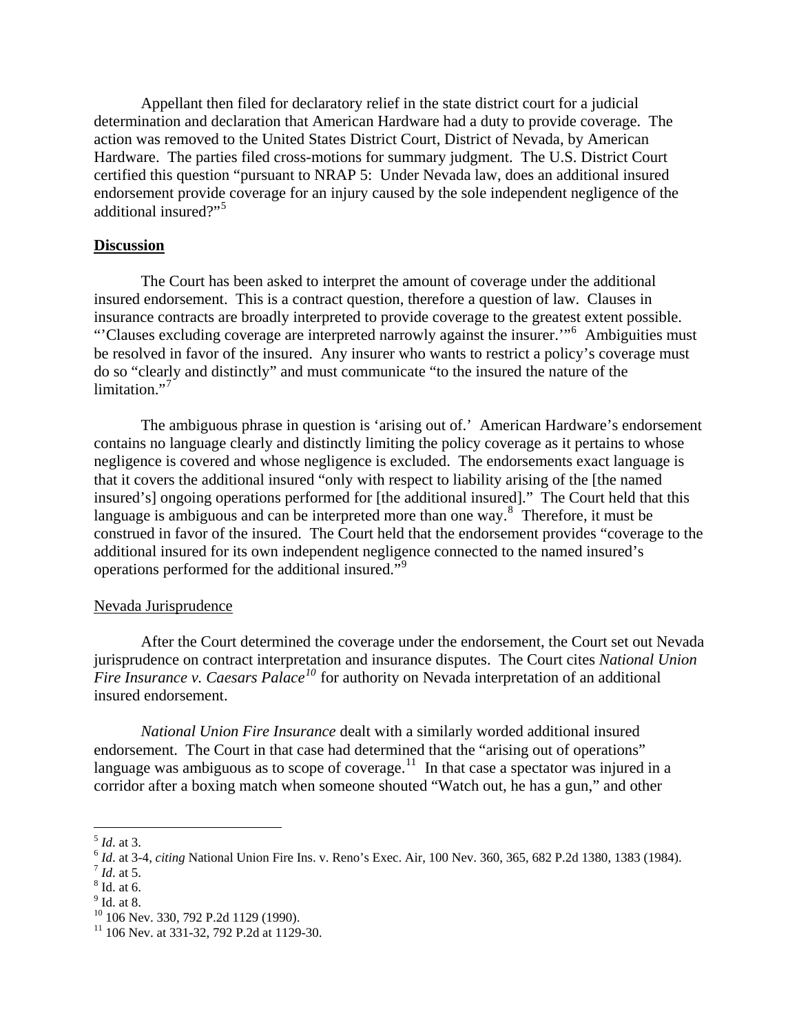Appellant then filed for declaratory relief in the state district court for a judicial determination and declaration that American Hardware had a duty to provide coverage. The action was removed to the United States District Court, District of Nevada, by American Hardware. The parties filed cross-motions for summary judgment. The U.S. District Court certified this question "pursuant to NRAP 5: Under Nevada law, does an additional insured endorsement provide coverage for an injury caused by the sole independent negligence of the additional insured?"[5]

**Discussion**

The Court has been asked to interpret the amount of coverage under the additional insured endorsement. This is a contract question, therefore a question of law. Clauses in insurance contracts are broadly interpreted to provide coverage to the greatest extent possible. "'Clauses excluding coverage are interpreted narrowly against the insurer.'"[6] Ambiguities must be resolved in favor of the insured. Any insurer who wants to restrict a policy's coverage must do so "clearly and distinctly" and must communicate "to the insured the nature of the limitation."[7]

The ambiguous phrase in question is 'arising out of.' American Hardware's endorsement contains no language clearly and distinctly limiting the policy coverage as it pertains to whose negligence is covered and whose negligence is excluded. The endorsements exact language is that it covers the additional insured "only with respect to liability arising of the [the named insured's] ongoing operations performed for [the additional insured]." The Court held that this language is ambiguous and can be interpreted more than one way.[8] Therefore, it must be construed in favor of the insured. The Court held that the endorsement provides "coverage to the additional insured for its own independent negligence connected to the named insured's operations performed for the additional insured."[9]

Nevada Jurisprudence

After the Court determined the coverage under the endorsement, the Court set out Nevada jurisprudence on contract interpretation and insurance disputes. The Court cites *National Union Fire Insurance v. Caesars Palace*[10] for authority on Nevada interpretation of an additional insured endorsement.

*National Union Fire Insurance* dealt with a similarly worded additional insured endorsement. The Court in that case had determined that the "arising out of operations" language was ambiguous as to scope of coverage.[11] In that case a spectator was injured in a corridor after a boxing match when someone shouted "Watch out, he has a gun," and other

---

[5] *Id*. at 3.
[6] *Id*. at 3-4, *citing* National Union Fire Ins. v. Reno's Exec. Air, 100 Nev. 360, 365, 682 P.2d 1380, 1383 (1984).
[7] *Id*. at 5.
[8] Id. at 6.
[9] Id. at 8.
[10] 106 Nev. 330, 792 P.2d 1129 (1990).
[11] 106 Nev. at 331-32, 792 P.2d at 1129-30.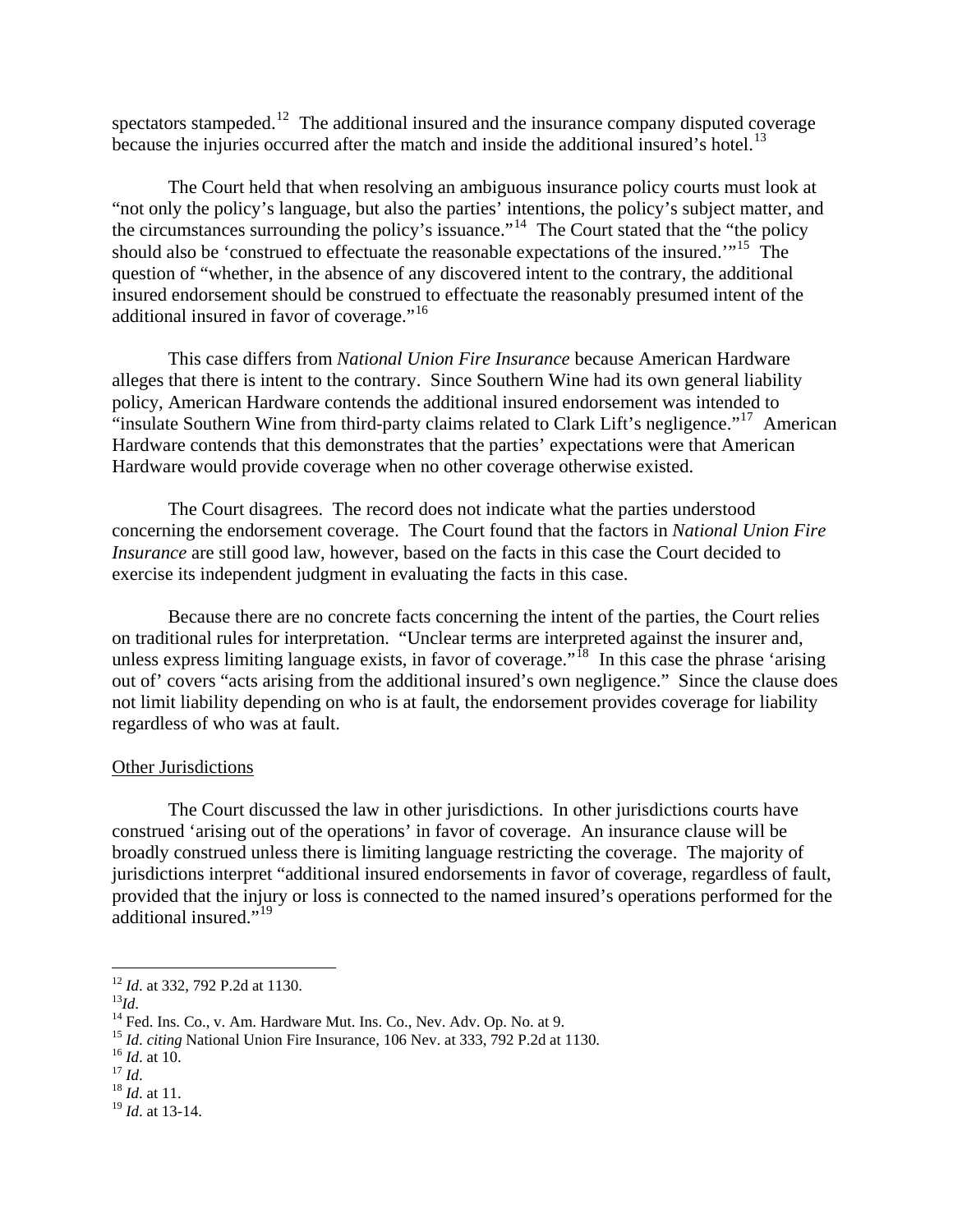spectators stampeded.[12] The additional insured and the insurance company disputed coverage because the injuries occurred after the match and inside the additional insured's hotel.[13]

The Court held that when resolving an ambiguous insurance policy courts must look at "not only the policy's language, but also the parties' intentions, the policy's subject matter, and the circumstances surrounding the policy's issuance."[14] The Court stated that the "the policy should also be 'construed to effectuate the reasonable expectations of the insured.'"[15] The question of "whether, in the absence of any discovered intent to the contrary, the additional insured endorsement should be construed to effectuate the reasonably presumed intent of the additional insured in favor of coverage."[16]

This case differs from *National Union Fire Insurance* because American Hardware alleges that there is intent to the contrary. Since Southern Wine had its own general liability policy, American Hardware contends the additional insured endorsement was intended to "insulate Southern Wine from third-party claims related to Clark Lift's negligence."[17] American Hardware contends that this demonstrates that the parties' expectations were that American Hardware would provide coverage when no other coverage otherwise existed.

The Court disagrees. The record does not indicate what the parties understood concerning the endorsement coverage. The Court found that the factors in *National Union Fire Insurance* are still good law, however, based on the facts in this case the Court decided to exercise its independent judgment in evaluating the facts in this case.

Because there are no concrete facts concerning the intent of the parties, the Court relies on traditional rules for interpretation. "Unclear terms are interpreted against the insurer and, unless express limiting language exists, in favor of coverage."[18] In this case the phrase 'arising out of' covers "acts arising from the additional insured's own negligence." Since the clause does not limit liability depending on who is at fault, the endorsement provides coverage for liability regardless of who was at fault.

Other Jurisdictions

The Court discussed the law in other jurisdictions. In other jurisdictions courts have construed 'arising out of the operations' in favor of coverage. An insurance clause will be broadly construed unless there is limiting language restricting the coverage. The majority of jurisdictions interpret "additional insured endorsements in favor of coverage, regardless of fault, provided that the injury or loss is connected to the named insured's operations performed for the additional insured."[19]

---

[12] *Id*. at 332, 792 P.2d at 1130.
[13] *Id*.
[14] Fed. Ins. Co., v. Am. Hardware Mut. Ins. Co., Nev. Adv. Op. No. at 9.
[15] *Id*. *citing* National Union Fire Insurance, 106 Nev. at 333, 792 P.2d at 1130.
[16] *Id*. at 10.
[17] *Id*.
[18] *Id*. at 11.
[19] *Id*. at 13-14.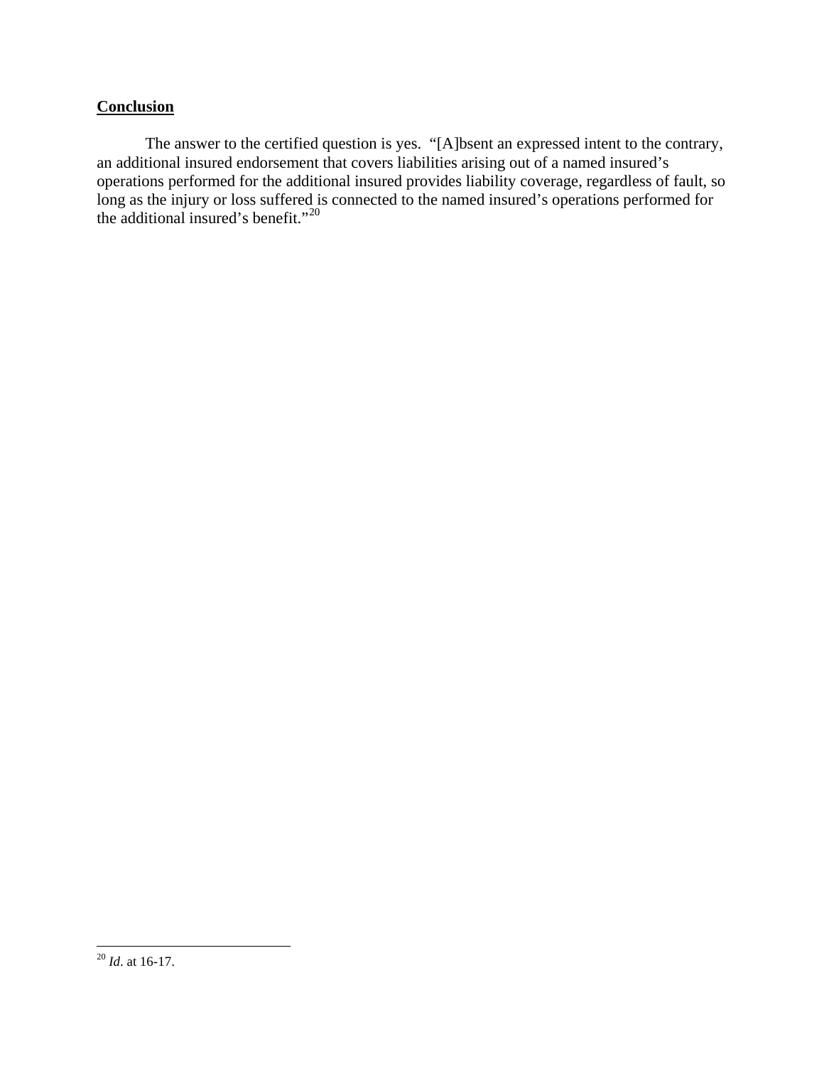**Conclusion**

The answer to the certified question is yes. "[A]bsent an expressed intent to the contrary, an additional insured endorsement that covers liabilities arising out of a named insured's operations performed for the additional insured provides liability coverage, regardless of fault, so long as the injury or loss suffered is connected to the named insured's operations performed for the additional insured's benefit."[20]

---

[20] *Id*. at 16-17.